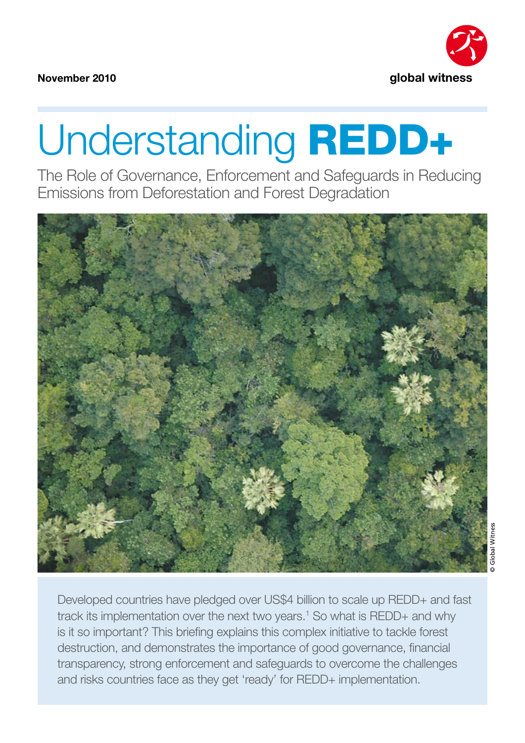November 2010

global witness

# Understanding **REDD+**

## The Role of Governance, Enforcement and Safeguards in Reducing Emissions from Deforestation and Forest Degradation

© Global Witness

Developed countries have pledged over US$4 billion to scale up REDD+ and fast track its implementation over the next two years.[1] So what is REDD+ and why is it so important? This briefing explains this complex initiative to tackle forest destruction, and demonstrates the importance of good governance, financial transparency, strong enforcement and safeguards to overcome the challenges and risks countries face as they get 'ready' for REDD+ implementation.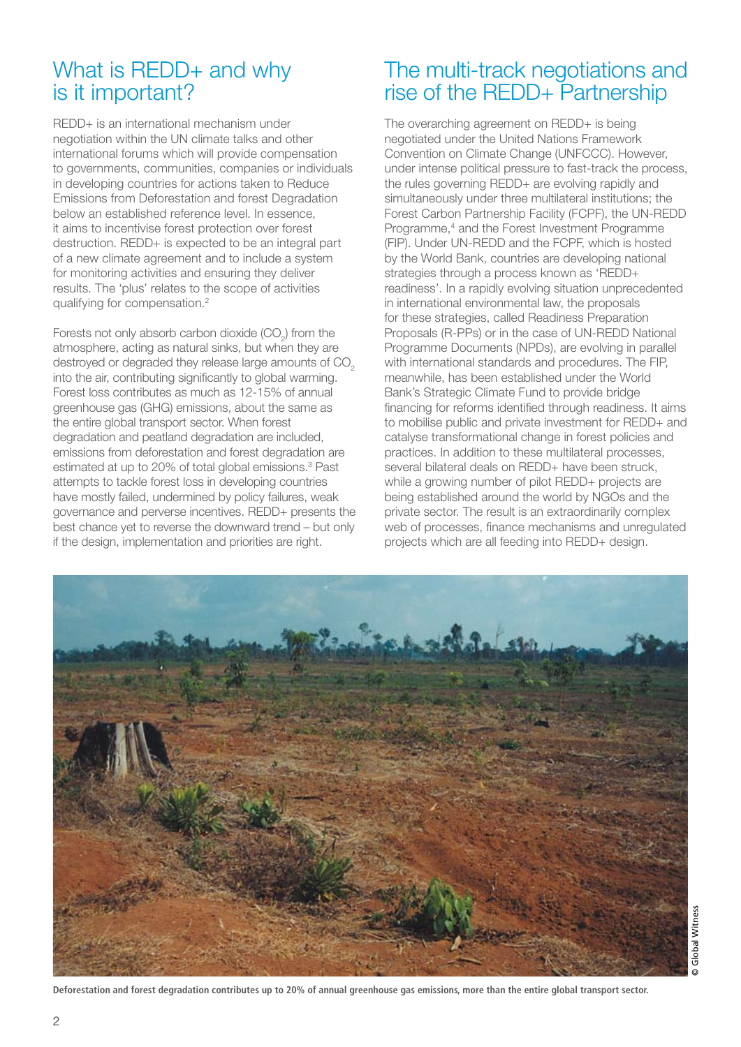## What is REDD+ and why is it important?

REDD+ is an international mechanism under negotiation within the UN climate talks and other international forums which will provide compensation to governments, communities, companies or individuals in developing countries for actions taken to Reduce Emissions from Deforestation and forest Degradation below an established reference level. In essence, it aims to incentivise forest protection over forest destruction. REDD+ is expected to be an integral part of a new climate agreement and to include a system for monitoring activities and ensuring they deliver results. The 'plus' relates to the scope of activities qualifying for compensation.[2]

Forests not only absorb carbon dioxide ($CO_2$) from the atmosphere, acting as natural sinks, but when they are destroyed or degraded they release large amounts of $CO_2$ into the air, contributing significantly to global warming. Forest loss contributes as much as 12-15% of annual greenhouse gas (GHG) emissions, about the same as the entire global transport sector. When forest degradation and peatland degradation are included, emissions from deforestation and forest degradation are estimated at up to 20% of total global emissions.[3] Past attempts to tackle forest loss in developing countries have mostly failed, undermined by policy failures, weak governance and perverse incentives. REDD+ presents the best chance yet to reverse the downward trend – but only if the design, implementation and priorities are right.

## The multi-track negotiations and rise of the REDD+ Partnership

The overarching agreement on REDD+ is being negotiated under the United Nations Framework Convention on Climate Change (UNFCCC). However, under intense political pressure to fast-track the process, the rules governing REDD+ are evolving rapidly and simultaneously under three multilateral institutions; the Forest Carbon Partnership Facility (FCPF), the UN-REDD Programme,[4] and the Forest Investment Programme (FIP). Under UN-REDD and the FCPF, which is hosted by the World Bank, countries are developing national strategies through a process known as 'REDD+ readiness'. In a rapidly evolving situation unprecedented in international environmental law, the proposals for these strategies, called Readiness Preparation Proposals (R-PPs) or in the case of UN-REDD National Programme Documents (NPDs), are evolving in parallel with international standards and procedures. The FIP, meanwhile, has been established under the World Bank's Strategic Climate Fund to provide bridge financing for reforms identified through readiness. It aims to mobilise public and private investment for REDD+ and catalyse transformational change in forest policies and practices. In addition to these multilateral processes, several bilateral deals on REDD+ have been struck, while a growing number of pilot REDD+ projects are being established around the world by NGOs and the private sector. The result is an extraordinarily complex web of processes, finance mechanisms and unregulated projects which are all feeding into REDD+ design.

© Global Witness

**Deforestation and forest degradation contributes up to 20% of annual greenhouse gas emissions, more than the entire global transport sector.**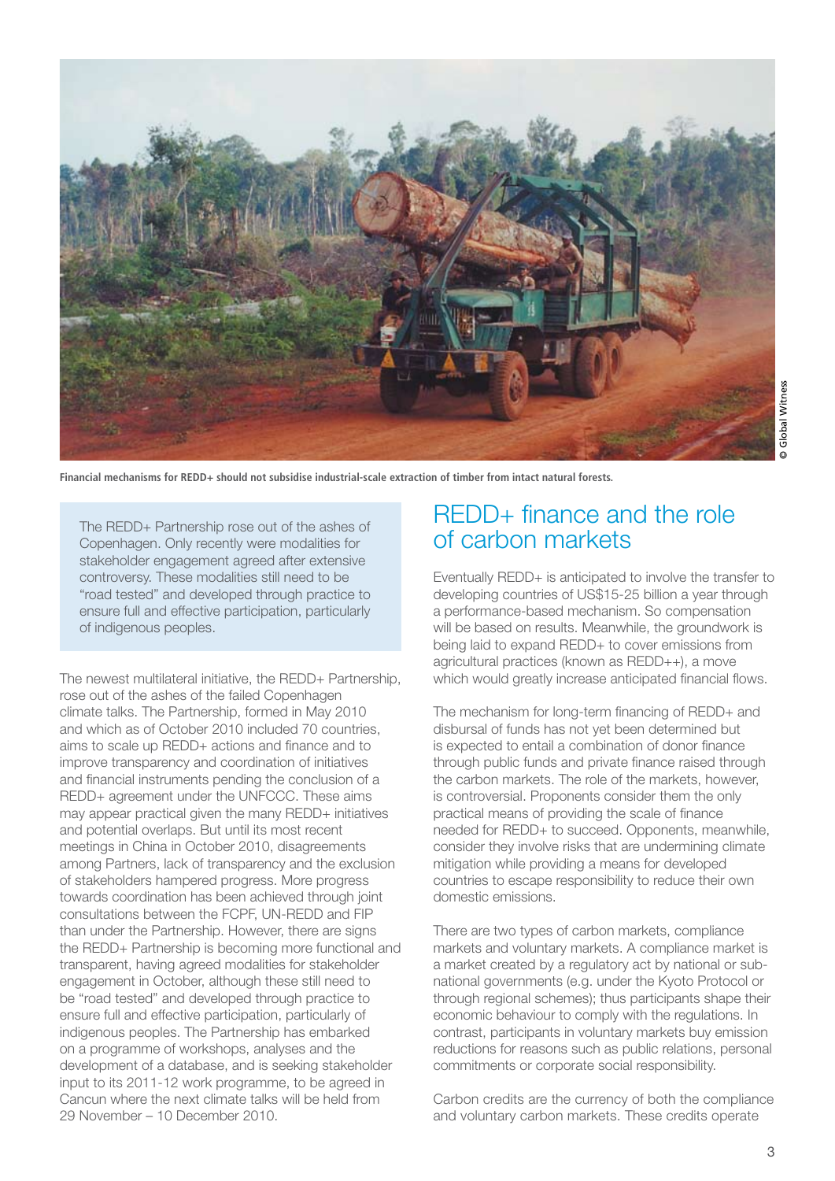Financial mechanisms for REDD+ should not subsidise industrial-scale extraction of timber from intact natural forests.

> The REDD+ Partnership rose out of the ashes of Copenhagen. Only recently were modalities for stakeholder engagement agreed after extensive controversy. These modalities still need to be "road tested" and developed through practice to ensure full and effective participation, particularly of indigenous peoples.

The newest multilateral initiative, the REDD+ Partnership, rose out of the ashes of the failed Copenhagen climate talks. The Partnership, formed in May 2010 and which as of October 2010 included 70 countries, aims to scale up REDD+ actions and finance and to improve transparency and coordination of initiatives and financial instruments pending the conclusion of a REDD+ agreement under the UNFCCC. These aims may appear practical given the many REDD+ initiatives and potential overlaps. But until its most recent meetings in China in October 2010, disagreements among Partners, lack of transparency and the exclusion of stakeholders hampered progress. More progress towards coordination has been achieved through joint consultations between the FCPF, UN-REDD and FIP than under the Partnership. However, there are signs the REDD+ Partnership is becoming more functional and transparent, having agreed modalities for stakeholder engagement in October, although these still need to be "road tested" and developed through practice to ensure full and effective participation, particularly of indigenous peoples. The Partnership has embarked on a programme of workshops, analyses and the development of a database, and is seeking stakeholder input to its 2011-12 work programme, to be agreed in Cancun where the next climate talks will be held from 29 November – 10 December 2010.

## REDD+ finance and the role of carbon markets

Eventually REDD+ is anticipated to involve the transfer to developing countries of US$15-25 billion a year through a performance-based mechanism. So compensation will be based on results. Meanwhile, the groundwork is being laid to expand REDD+ to cover emissions from agricultural practices (known as REDD++), a move which would greatly increase anticipated financial flows.

The mechanism for long-term financing of REDD+ and disbursal of funds has not yet been determined but is expected to entail a combination of donor finance through public funds and private finance raised through the carbon markets. The role of the markets, however, is controversial. Proponents consider them the only practical means of providing the scale of finance needed for REDD+ to succeed. Opponents, meanwhile, consider they involve risks that are undermining climate mitigation while providing a means for developed countries to escape responsibility to reduce their own domestic emissions.

There are two types of carbon markets, compliance markets and voluntary markets. A compliance market is a market created by a regulatory act by national or sub-national governments (e.g. under the Kyoto Protocol or through regional schemes); thus participants shape their economic behaviour to comply with the regulations. In contrast, participants in voluntary markets buy emission reductions for reasons such as public relations, personal commitments or corporate social responsibility.

Carbon credits are the currency of both the compliance and voluntary carbon markets. These credits operate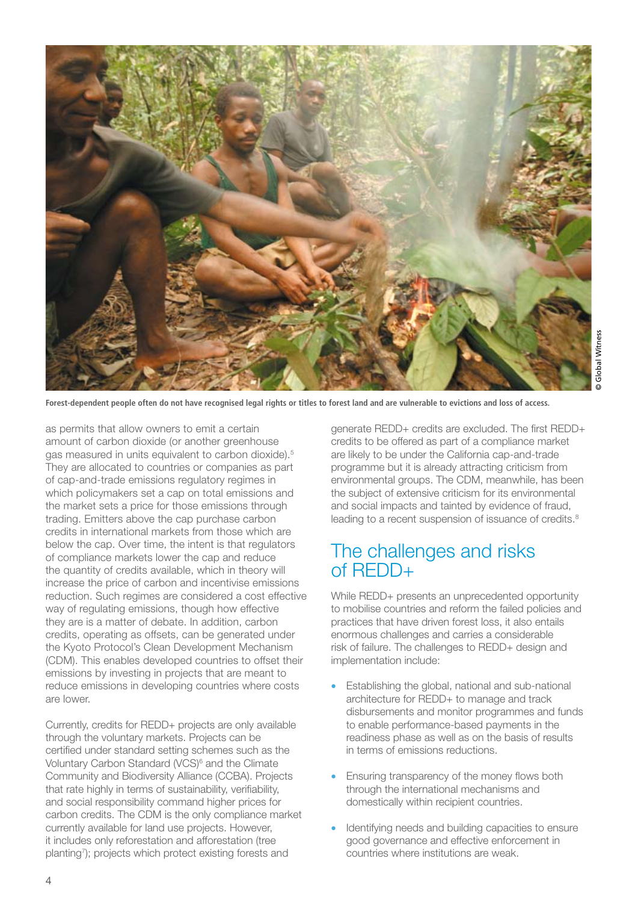Forest-dependent people often do not have recognised legal rights or titles to forest land and are vulnerable to evictions and loss of access.

© Global Witness

as permits that allow owners to emit a certain amount of carbon dioxide (or another greenhouse gas measured in units equivalent to carbon dioxide).[5] They are allocated to countries or companies as part of cap-and-trade emissions regulatory regimes in which policymakers set a cap on total emissions and the market sets a price for those emissions through trading. Emitters above the cap purchase carbon credits in international markets from those which are below the cap. Over time, the intent is that regulators of compliance markets lower the cap and reduce the quantity of credits available, which in theory will increase the price of carbon and incentivise emissions reduction. Such regimes are considered a cost effective way of regulating emissions, though how effective they are is a matter of debate. In addition, carbon credits, operating as offsets, can be generated under the Kyoto Protocol's Clean Development Mechanism (CDM). This enables developed countries to offset their emissions by investing in projects that are meant to reduce emissions in developing countries where costs are lower.

Currently, credits for REDD+ projects are only available through the voluntary markets. Projects can be certified under standard setting schemes such as the Voluntary Carbon Standard (VCS)[6] and the Climate Community and Biodiversity Alliance (CCBA). Projects that rate highly in terms of sustainability, verifiability, and social responsibility command higher prices for carbon credits. The CDM is the only compliance market currently available for land use projects. However, it includes only reforestation and afforestation (tree planting[7]); projects which protect existing forests and generate REDD+ credits are excluded. The first REDD+ credits to be offered as part of a compliance market are likely to be under the California cap-and-trade programme but it is already attracting criticism from environmental groups. The CDM, meanwhile, has been the subject of extensive criticism for its environmental and social impacts and tainted by evidence of fraud, leading to a recent suspension of issuance of credits.[8]

## The challenges and risks of REDD+

While REDD+ presents an unprecedented opportunity to mobilise countries and reform the failed policies and practices that have driven forest loss, it also entails enormous challenges and carries a considerable risk of failure. The challenges to REDD+ design and implementation include:

- Establishing the global, national and sub-national architecture for REDD+ to manage and track disbursements and monitor programmes and funds to enable performance-based payments in the readiness phase as well as on the basis of results in terms of emissions reductions.
- Ensuring transparency of the money flows both through the international mechanisms and domestically within recipient countries.
- Identifying needs and building capacities to ensure good governance and effective enforcement in countries where institutions are weak.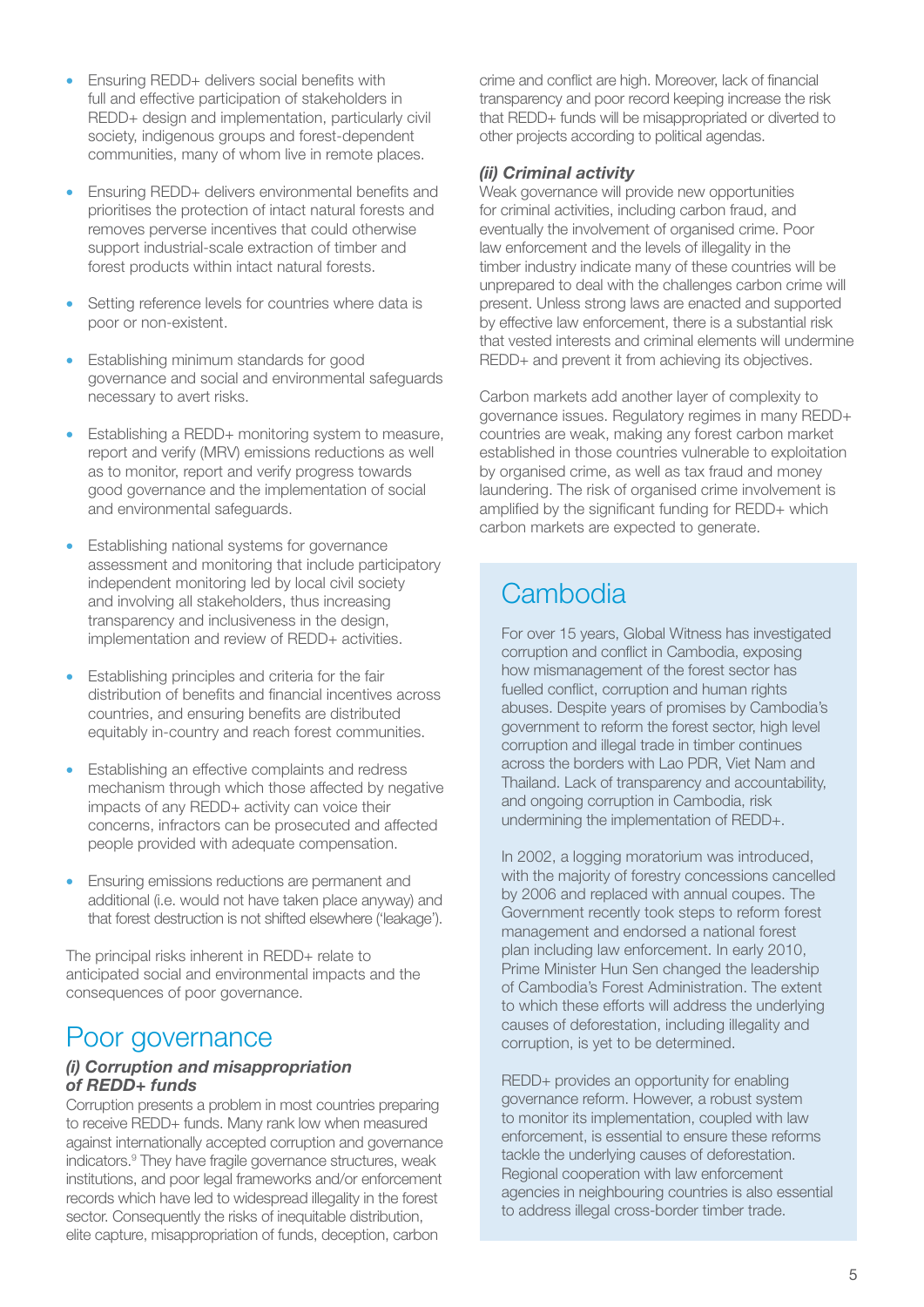- Ensuring REDD+ delivers social benefits with full and effective participation of stakeholders in REDD+ design and implementation, particularly civil society, indigenous groups and forest-dependent communities, many of whom live in remote places.
- Ensuring REDD+ delivers environmental benefits and prioritises the protection of intact natural forests and removes perverse incentives that could otherwise support industrial-scale extraction of timber and forest products within intact natural forests.
- Setting reference levels for countries where data is poor or non-existent.
- Establishing minimum standards for good governance and social and environmental safeguards necessary to avert risks.
- Establishing a REDD+ monitoring system to measure, report and verify (MRV) emissions reductions as well as to monitor, report and verify progress towards good governance and the implementation of social and environmental safeguards.
- Establishing national systems for governance assessment and monitoring that include participatory independent monitoring led by local civil society and involving all stakeholders, thus increasing transparency and inclusiveness in the design, implementation and review of REDD+ activities.
- Establishing principles and criteria for the fair distribution of benefits and financial incentives across countries, and ensuring benefits are distributed equitably in-country and reach forest communities.
- Establishing an effective complaints and redress mechanism through which those affected by negative impacts of any REDD+ activity can voice their concerns, infractors can be prosecuted and affected people provided with adequate compensation.
- Ensuring emissions reductions are permanent and additional (i.e. would not have taken place anyway) and that forest destruction is not shifted elsewhere ('leakage').

The principal risks inherent in REDD+ relate to anticipated social and environmental impacts and the consequences of poor governance.

## Poor governance

### *(i) Corruption and misappropriation of REDD+ funds*

Corruption presents a problem in most countries preparing to receive REDD+ funds. Many rank low when measured against internationally accepted corruption and governance indicators.[9] They have fragile governance structures, weak institutions, and poor legal frameworks and/or enforcement records which have led to widespread illegality in the forest sector. Consequently the risks of inequitable distribution, elite capture, misappropriation of funds, deception, carbon crime and conflict are high. Moreover, lack of financial transparency and poor record keeping increase the risk that REDD+ funds will be misappropriated or diverted to other projects according to political agendas.

### *(ii) Criminal activity*

Weak governance will provide new opportunities for criminal activities, including carbon fraud, and eventually the involvement of organised crime. Poor law enforcement and the levels of illegality in the timber industry indicate many of these countries will be unprepared to deal with the challenges carbon crime will present. Unless strong laws are enacted and supported by effective law enforcement, there is a substantial risk that vested interests and criminal elements will undermine REDD+ and prevent it from achieving its objectives.

Carbon markets add another layer of complexity to governance issues. Regulatory regimes in many REDD+ countries are weak, making any forest carbon market established in those countries vulnerable to exploitation by organised crime, as well as tax fraud and money laundering. The risk of organised crime involvement is amplified by the significant funding for REDD+ which carbon markets are expected to generate.

## Cambodia

For over 15 years, Global Witness has investigated corruption and conflict in Cambodia, exposing how mismanagement of the forest sector has fuelled conflict, corruption and human rights abuses. Despite years of promises by Cambodia's government to reform the forest sector, high level corruption and illegal trade in timber continues across the borders with Lao PDR, Viet Nam and Thailand. Lack of transparency and accountability, and ongoing corruption in Cambodia, risk undermining the implementation of REDD+.

In 2002, a logging moratorium was introduced, with the majority of forestry concessions cancelled by 2006 and replaced with annual coupes. The Government recently took steps to reform forest management and endorsed a national forest plan including law enforcement. In early 2010, Prime Minister Hun Sen changed the leadership of Cambodia's Forest Administration. The extent to which these efforts will address the underlying causes of deforestation, including illegality and corruption, is yet to be determined.

REDD+ provides an opportunity for enabling governance reform. However, a robust system to monitor its implementation, coupled with law enforcement, is essential to ensure these reforms tackle the underlying causes of deforestation. Regional cooperation with law enforcement agencies in neighbouring countries is also essential to address illegal cross-border timber trade.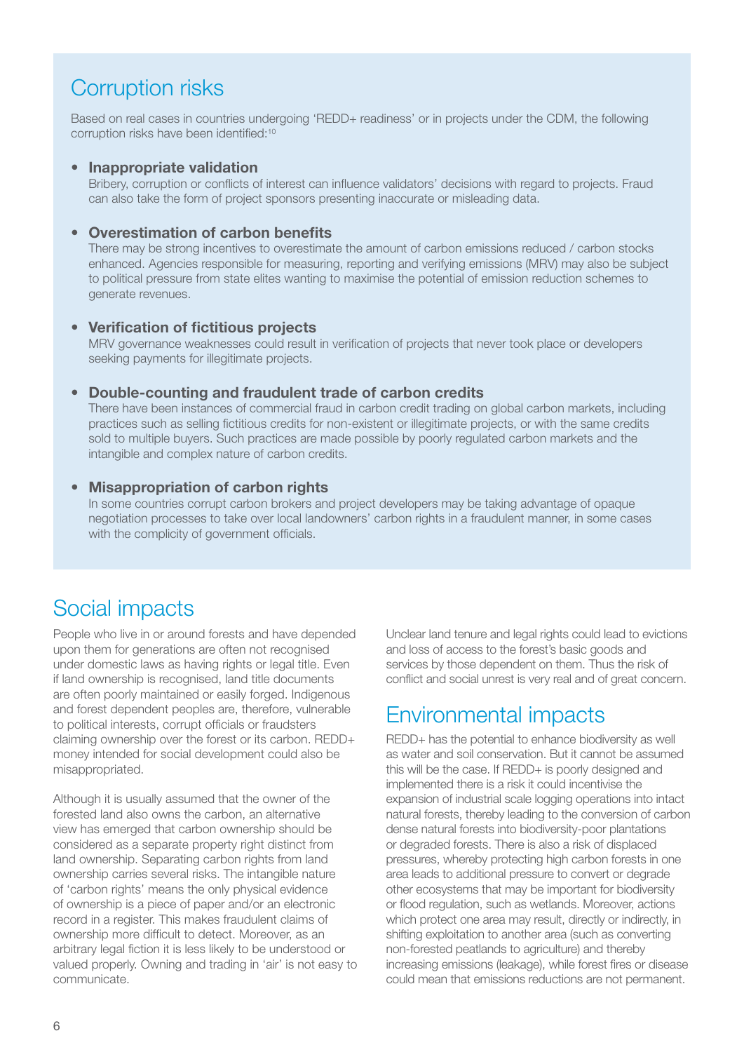## Corruption risks

Based on real cases in countries undergoing 'REDD+ readiness' or in projects under the CDM, the following corruption risks have been identified:[10]

- **Inappropriate validation**
  Bribery, corruption or conflicts of interest can influence validators' decisions with regard to projects. Fraud can also take the form of project sponsors presenting inaccurate or misleading data.

- **Overestimation of carbon benefits**
  There may be strong incentives to overestimate the amount of carbon emissions reduced / carbon stocks enhanced. Agencies responsible for measuring, reporting and verifying emissions (MRV) may also be subject to political pressure from state elites wanting to maximise the potential of emission reduction schemes to generate revenues.

- **Verification of fictitious projects**
  MRV governance weaknesses could result in verification of projects that never took place or developers seeking payments for illegitimate projects.

- **Double-counting and fraudulent trade of carbon credits**
  There have been instances of commercial fraud in carbon credit trading on global carbon markets, including practices such as selling fictitious credits for non-existent or illegitimate projects, or with the same credits sold to multiple buyers. Such practices are made possible by poorly regulated carbon markets and the intangible and complex nature of carbon credits.

- **Misappropriation of carbon rights**
  In some countries corrupt carbon brokers and project developers may be taking advantage of opaque negotiation processes to take over local landowners' carbon rights in a fraudulent manner, in some cases with the complicity of government officials.

## Social impacts

People who live in or around forests and have depended upon them for generations are often not recognised under domestic laws as having rights or legal title. Even if land ownership is recognised, land title documents are often poorly maintained or easily forged. Indigenous and forest dependent peoples are, therefore, vulnerable to political interests, corrupt officials or fraudsters claiming ownership over the forest or its carbon. REDD+ money intended for social development could also be misappropriated.

Although it is usually assumed that the owner of the forested land also owns the carbon, an alternative view has emerged that carbon ownership should be considered as a separate property right distinct from land ownership. Separating carbon rights from land ownership carries several risks. The intangible nature of 'carbon rights' means the only physical evidence of ownership is a piece of paper and/or an electronic record in a register. This makes fraudulent claims of ownership more difficult to detect. Moreover, as an arbitrary legal fiction it is less likely to be understood or valued properly. Owning and trading in 'air' is not easy to communicate.

Unclear land tenure and legal rights could lead to evictions and loss of access to the forest's basic goods and services by those dependent on them. Thus the risk of conflict and social unrest is very real and of great concern.

## Environmental impacts

REDD+ has the potential to enhance biodiversity as well as water and soil conservation. But it cannot be assumed this will be the case. If REDD+ is poorly designed and implemented there is a risk it could incentivise the expansion of industrial scale logging operations into intact natural forests, thereby leading to the conversion of carbon dense natural forests into biodiversity-poor plantations or degraded forests. There is also a risk of displaced pressures, whereby protecting high carbon forests in one area leads to additional pressure to convert or degrade other ecosystems that may be important for biodiversity or flood regulation, such as wetlands. Moreover, actions which protect one area may result, directly or indirectly, in shifting exploitation to another area (such as converting non-forested peatlands to agriculture) and thereby increasing emissions (leakage), while forest fires or disease could mean that emissions reductions are not permanent.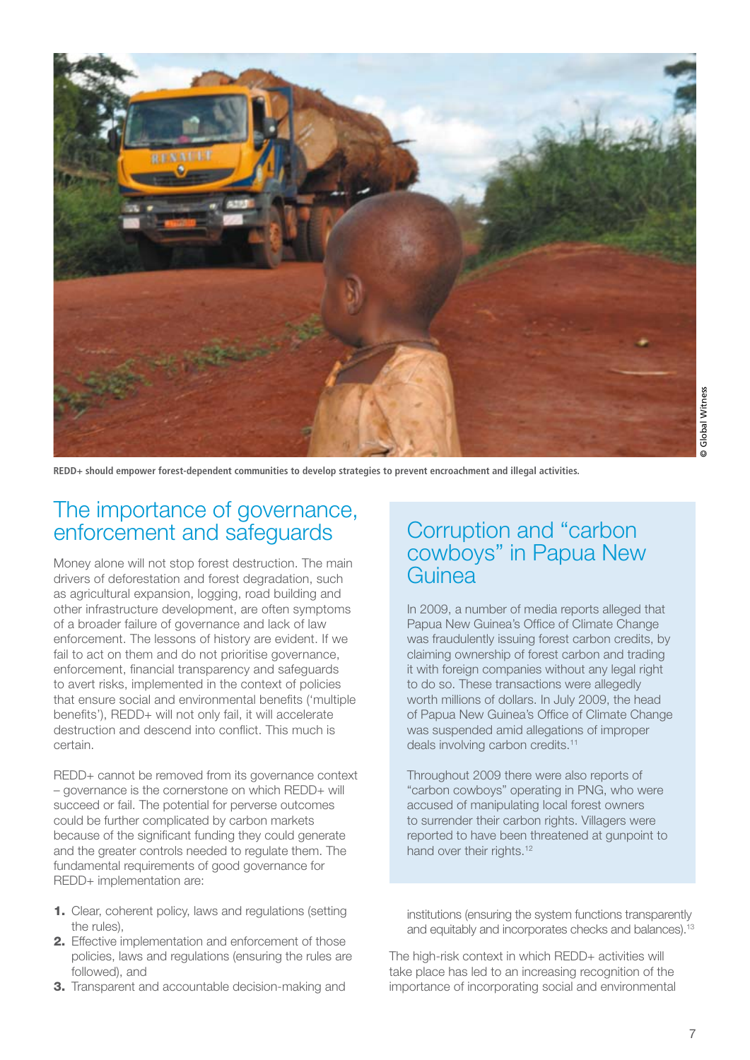REDD+ should empower forest-dependent communities to develop strategies to prevent encroachment and illegal activities.

## The importance of governance, enforcement and safeguards

Money alone will not stop forest destruction. The main drivers of deforestation and forest degradation, such as agricultural expansion, logging, road building and other infrastructure development, are often symptoms of a broader failure of governance and lack of law enforcement. The lessons of history are evident. If we fail to act on them and do not prioritise governance, enforcement, financial transparency and safeguards to avert risks, implemented in the context of policies that ensure social and environmental benefits ('multiple benefits'), REDD+ will not only fail, it will accelerate destruction and descend into conflict. This much is certain.

REDD+ cannot be removed from its governance context – governance is the cornerstone on which REDD+ will succeed or fail. The potential for perverse outcomes could be further complicated by carbon markets because of the significant funding they could generate and the greater controls needed to regulate them. The fundamental requirements of good governance for REDD+ implementation are:

1. Clear, coherent policy, laws and regulations (setting the rules),
2. Effective implementation and enforcement of those policies, laws and regulations (ensuring the rules are followed), and
3. Transparent and accountable decision-making and institutions (ensuring the system functions transparently and equitably and incorporates checks and balances).[13]

The high-risk context in which REDD+ activities will take place has led to an increasing recognition of the importance of incorporating social and environmental

## Corruption and "carbon cowboys" in Papua New Guinea

In 2009, a number of media reports alleged that Papua New Guinea's Office of Climate Change was fraudulently issuing forest carbon credits, by claiming ownership of forest carbon and trading it with foreign companies without any legal right to do so. These transactions were allegedly worth millions of dollars. In July 2009, the head of Papua New Guinea's Office of Climate Change was suspended amid allegations of improper deals involving carbon credits.[11]

Throughout 2009 there were also reports of "carbon cowboys" operating in PNG, who were accused of manipulating local forest owners to surrender their carbon rights. Villagers were reported to have been threatened at gunpoint to hand over their rights.[12]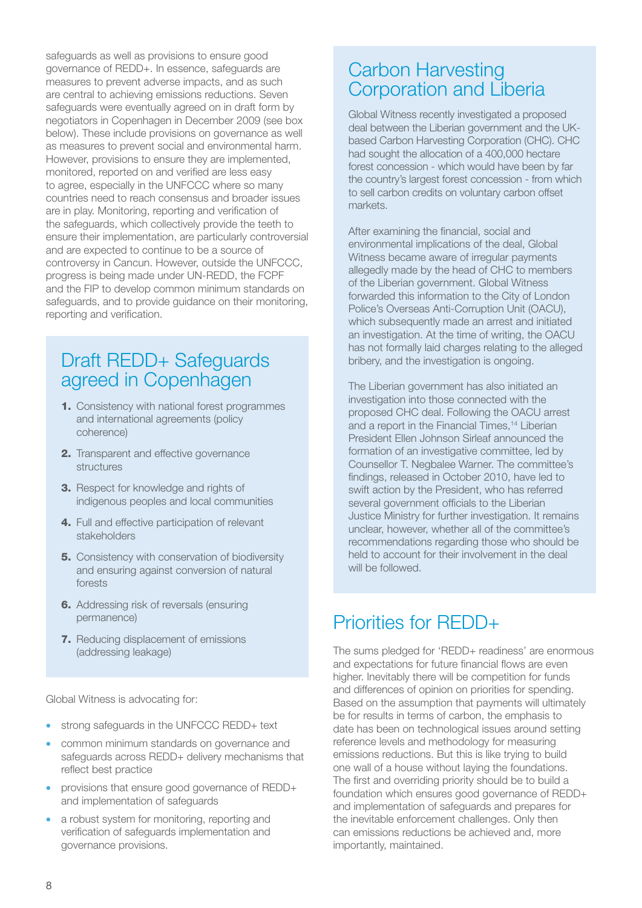safeguards as well as provisions to ensure good governance of REDD+. In essence, safeguards are measures to prevent adverse impacts, and as such are central to achieving emissions reductions. Seven safeguards were eventually agreed on in draft form by negotiators in Copenhagen in December 2009 (see box below). These include provisions on governance as well as measures to prevent social and environmental harm. However, provisions to ensure they are implemented, monitored, reported on and verified are less easy to agree, especially in the UNFCCC where so many countries need to reach consensus and broader issues are in play. Monitoring, reporting and verification of the safeguards, which collectively provide the teeth to ensure their implementation, are particularly controversial and are expected to continue to be a source of controversy in Cancun. However, outside the UNFCCC, progress is being made under UN-REDD, the FCPF and the FIP to develop common minimum standards on safeguards, and to provide guidance on their monitoring, reporting and verification.

## Draft REDD+ Safeguards agreed in Copenhagen

1. Consistency with national forest programmes and international agreements (policy coherence)
2. Transparent and effective governance structures
3. Respect for knowledge and rights of indigenous peoples and local communities
4. Full and effective participation of relevant stakeholders
5. Consistency with conservation of biodiversity and ensuring against conversion of natural forests
6. Addressing risk of reversals (ensuring permanence)
7. Reducing displacement of emissions (addressing leakage)

Global Witness is advocating for:

- strong safeguards in the UNFCCC REDD+ text
- common minimum standards on governance and safeguards across REDD+ delivery mechanisms that reflect best practice
- provisions that ensure good governance of REDD+ and implementation of safeguards
- a robust system for monitoring, reporting and verification of safeguards implementation and governance provisions.

## Carbon Harvesting Corporation and Liberia

Global Witness recently investigated a proposed deal between the Liberian government and the UK-based Carbon Harvesting Corporation (CHC). CHC had sought the allocation of a 400,000 hectare forest concession - which would have been by far the country's largest forest concession - from which to sell carbon credits on voluntary carbon offset markets.

After examining the financial, social and environmental implications of the deal, Global Witness became aware of irregular payments allegedly made by the head of CHC to members of the Liberian government. Global Witness forwarded this information to the City of London Police's Overseas Anti-Corruption Unit (OACU), which subsequently made an arrest and initiated an investigation. At the time of writing, the OACU has not formally laid charges relating to the alleged bribery, and the investigation is ongoing.

The Liberian government has also initiated an investigation into those connected with the proposed CHC deal. Following the OACU arrest and a report in the Financial Times,[14] Liberian President Ellen Johnson Sirleaf announced the formation of an investigative committee, led by Counsellor T. Negbalee Warner. The committee's findings, released in October 2010, have led to swift action by the President, who has referred several government officials to the Liberian Justice Ministry for further investigation. It remains unclear, however, whether all of the committee's recommendations regarding those who should be held to account for their involvement in the deal will be followed.

## Priorities for REDD+

The sums pledged for 'REDD+ readiness' are enormous and expectations for future financial flows are even higher. Inevitably there will be competition for funds and differences of opinion on priorities for spending. Based on the assumption that payments will ultimately be for results in terms of carbon, the emphasis to date has been on technological issues around setting reference levels and methodology for measuring emissions reductions. But this is like trying to build one wall of a house without laying the foundations. The first and overriding priority should be to build a foundation which ensures good governance of REDD+ and implementation of safeguards and prepares for the inevitable enforcement challenges. Only then can emissions reductions be achieved and, more importantly, maintained.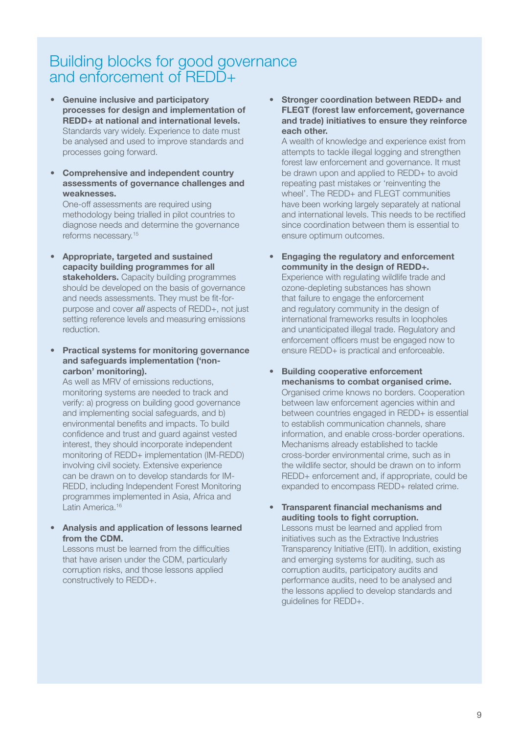# Building blocks for good governance and enforcement of REDD+

- **Genuine inclusive and participatory processes for design and implementation of REDD+ at national and international levels.** Standards vary widely. Experience to date must be analysed and used to improve standards and processes going forward.

- **Comprehensive and independent country assessments of governance challenges and weaknesses.**
  One-off assessments are required using methodology being trialled in pilot countries to diagnose needs and determine the governance reforms necessary.[15]

- **Appropriate, targeted and sustained capacity building programmes for all stakeholders.** Capacity building programmes should be developed on the basis of governance and needs assessments. They must be fit-for-purpose and cover *all* aspects of REDD+, not just setting reference levels and measuring emissions reduction.

- **Practical systems for monitoring governance and safeguards implementation ('non-carbon' monitoring).**
  As well as MRV of emissions reductions, monitoring systems are needed to track and verify: a) progress on building good governance and implementing social safeguards, and b) environmental benefits and impacts. To build confidence and trust and guard against vested interest, they should incorporate independent monitoring of REDD+ implementation (IM-REDD) involving civil society. Extensive experience can be drawn on to develop standards for IM-REDD, including Independent Forest Monitoring programmes implemented in Asia, Africa and Latin America.[16]

- **Analysis and application of lessons learned from the CDM.**
  Lessons must be learned from the difficulties that have arisen under the CDM, particularly corruption risks, and those lessons applied constructively to REDD+.

- **Stronger coordination between REDD+ and FLEGT (forest law enforcement, governance and trade) initiatives to ensure they reinforce each other.**
  A wealth of knowledge and experience exist from attempts to tackle illegal logging and strengthen forest law enforcement and governance. It must be drawn upon and applied to REDD+ to avoid repeating past mistakes or 'reinventing the wheel'. The REDD+ and FLEGT communities have been working largely separately at national and international levels. This needs to be rectified since coordination between them is essential to ensure optimum outcomes.

- **Engaging the regulatory and enforcement community in the design of REDD+.**
  Experience with regulating wildlife trade and ozone-depleting substances has shown that failure to engage the enforcement and regulatory community in the design of international frameworks results in loopholes and unanticipated illegal trade. Regulatory and enforcement officers must be engaged now to ensure REDD+ is practical and enforceable.

- **Building cooperative enforcement mechanisms to combat organised crime.**
  Organised crime knows no borders. Cooperation between law enforcement agencies within and between countries engaged in REDD+ is essential to establish communication channels, share information, and enable cross-border operations. Mechanisms already established to tackle cross-border environmental crime, such as in the wildlife sector, should be drawn on to inform REDD+ enforcement and, if appropriate, could be expanded to encompass REDD+ related crime.

- **Transparent financial mechanisms and auditing tools to fight corruption.**
  Lessons must be learned and applied from initiatives such as the Extractive Industries Transparency Initiative (EITI). In addition, existing and emerging systems for auditing, such as corruption audits, participatory audits and performance audits, need to be analysed and the lessons applied to develop standards and guidelines for REDD+.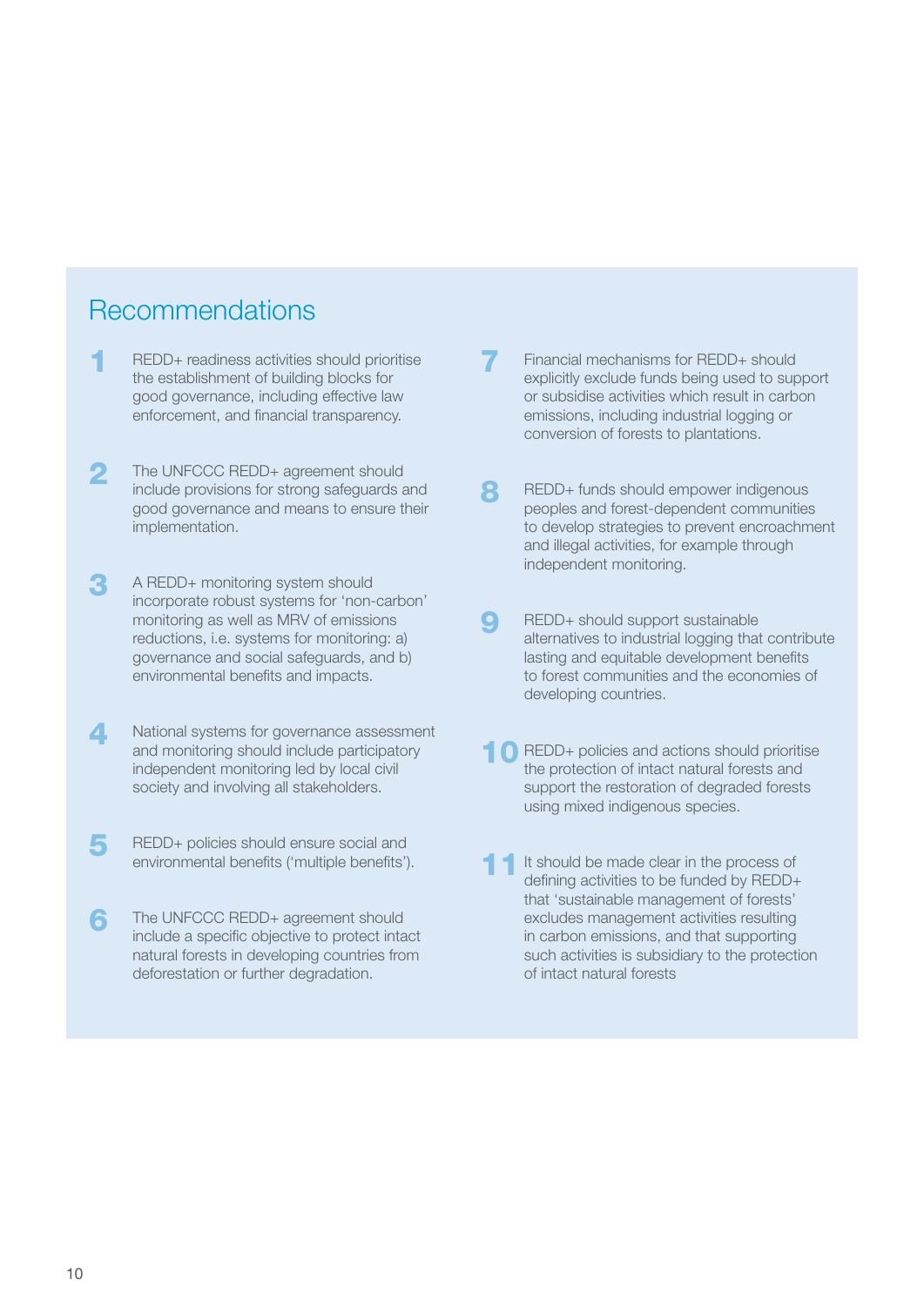## Recommendations

1. REDD+ readiness activities should prioritise the establishment of building blocks for good governance, including effective law enforcement, and financial transparency.

2. The UNFCCC REDD+ agreement should include provisions for strong safeguards and good governance and means to ensure their implementation.

3. A REDD+ monitoring system should incorporate robust systems for 'non-carbon' monitoring as well as MRV of emissions reductions, i.e. systems for monitoring: a) governance and social safeguards, and b) environmental benefits and impacts.

4. National systems for governance assessment and monitoring should include participatory independent monitoring led by local civil society and involving all stakeholders.

5. REDD+ policies should ensure social and environmental benefits ('multiple benefits').

6. The UNFCCC REDD+ agreement should include a specific objective to protect intact natural forests in developing countries from deforestation or further degradation.

7. Financial mechanisms for REDD+ should explicitly exclude funds being used to support or subsidise activities which result in carbon emissions, including industrial logging or conversion of forests to plantations.

8. REDD+ funds should empower indigenous peoples and forest-dependent communities to develop strategies to prevent encroachment and illegal activities, for example through independent monitoring.

9. REDD+ should support sustainable alternatives to industrial logging that contribute lasting and equitable development benefits to forest communities and the economies of developing countries.

10. REDD+ policies and actions should prioritise the protection of intact natural forests and support the restoration of degraded forests using mixed indigenous species.

11. It should be made clear in the process of defining activities to be funded by REDD+ that 'sustainable management of forests' excludes management activities resulting in carbon emissions, and that supporting such activities is subsidiary to the protection of intact natural forests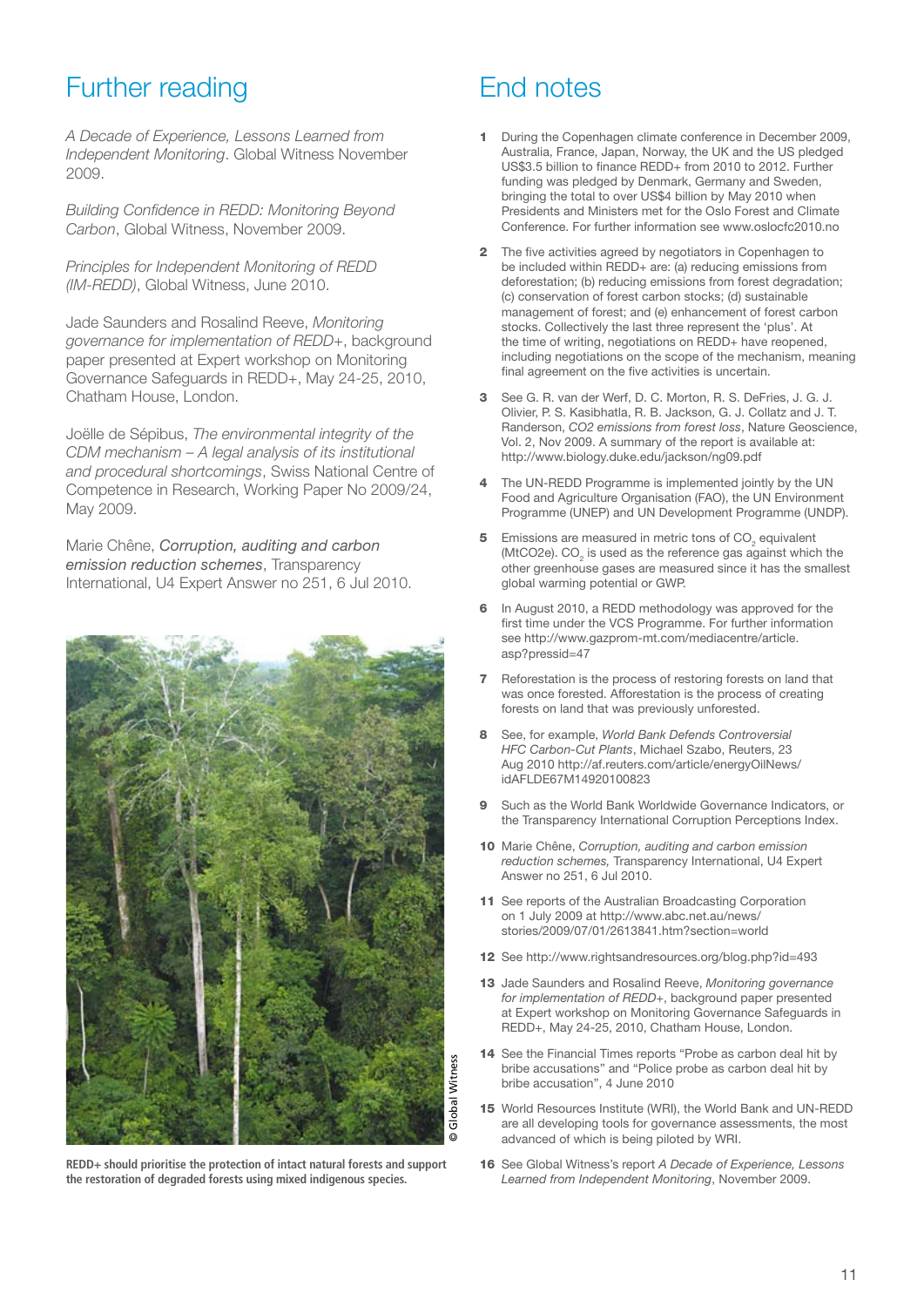# Further reading

*A Decade of Experience, Lessons Learned from Independent Monitoring*. Global Witness November 2009.

*Building Confidence in REDD: Monitoring Beyond Carbon*, Global Witness, November 2009.

*Principles for Independent Monitoring of REDD (IM-REDD)*, Global Witness, June 2010.

Jade Saunders and Rosalind Reeve, *Monitoring governance for implementation of REDD+*, background paper presented at Expert workshop on Monitoring Governance Safeguards in REDD+, May 24-25, 2010, Chatham House, London.

Joëlle de Sépibus, *The environmental integrity of the CDM mechanism – A legal analysis of its institutional and procedural shortcomings*, Swiss National Centre of Competence in Research, Working Paper No 2009/24, May 2009.

Marie Chêne, ***Corruption, auditing and carbon emission reduction schemes***, Transparency International, U4 Expert Answer no 251, 6 Jul 2010.

© Global Witness

**REDD+ should prioritise the protection of intact natural forests and support the restoration of degraded forests using mixed indigenous species.**

# End notes

1. During the Copenhagen climate conference in December 2009, Australia, France, Japan, Norway, the UK and the US pledged US$3.5 billion to finance REDD+ from 2010 to 2012. Further funding was pledged by Denmark, Germany and Sweden, bringing the total to over US$4 billion by May 2010 when Presidents and Ministers met for the Oslo Forest and Climate Conference. For further information see www.oslocfc2010.no

2. The five activities agreed by negotiators in Copenhagen to be included within REDD+ are: (a) reducing emissions from deforestation; (b) reducing emissions from forest degradation; (c) conservation of forest carbon stocks; (d) sustainable management of forest; and (e) enhancement of forest carbon stocks. Collectively the last three represent the 'plus'. At the time of writing, negotiations on REDD+ have reopened, including negotiations on the scope of the mechanism, meaning final agreement on the five activities is uncertain.

3. See G. R. van der Werf, D. C. Morton, R. S. DeFries, J. G. J. Olivier, P. S. Kasibhatla, R. B. Jackson, G. J. Collatz and J. T. Randerson, *CO2 emissions from forest loss*, Nature Geoscience, Vol. 2, Nov 2009. A summary of the report is available at: http://www.biology.duke.edu/jackson/ng09.pdf

4. The UN-REDD Programme is implemented jointly by the UN Food and Agriculture Organisation (FAO), the UN Environment Programme (UNEP) and UN Development Programme (UNDP).

5. Emissions are measured in metric tons of $CO_2$ equivalent (MtCO2e). $CO_2$ is used as the reference gas against which the other greenhouse gases are measured since it has the smallest global warming potential or GWP.

6. In August 2010, a REDD methodology was approved for the first time under the VCS Programme. For further information see http://www.gazprom-mt.com/mediacentre/article.asp?pressid=47

7. Reforestation is the process of restoring forests on land that was once forested. Afforestation is the process of creating forests on land that was previously unforested.

8. See, for example, *World Bank Defends Controversial HFC Carbon-Cut Plants*, Michael Szabo, Reuters, 23 Aug 2010 http://af.reuters.com/article/energyOilNews/idAFLDE67M14920100823

9. Such as the World Bank Worldwide Governance Indicators, or the Transparency International Corruption Perceptions Index.

10. Marie Chêne, *Corruption, auditing and carbon emission reduction schemes,* Transparency International, U4 Expert Answer no 251, 6 Jul 2010.

11. See reports of the Australian Broadcasting Corporation on 1 July 2009 at http://www.abc.net.au/news/stories/2009/07/01/2613841.htm?section=world

12. See http://www.rightsandresources.org/blog.php?id=493

13. Jade Saunders and Rosalind Reeve, *Monitoring governance for implementation of REDD+*, background paper presented at Expert workshop on Monitoring Governance Safeguards in REDD+, May 24-25, 2010, Chatham House, London.

14. See the Financial Times reports "Probe as carbon deal hit by bribe accusations" and "Police probe as carbon deal hit by bribe accusation", 4 June 2010

15. World Resources Institute (WRI), the World Bank and UN-REDD are all developing tools for governance assessments, the most advanced of which is being piloted by WRI.

16. See Global Witness's report *A Decade of Experience, Lessons Learned from Independent Monitoring*, November 2009.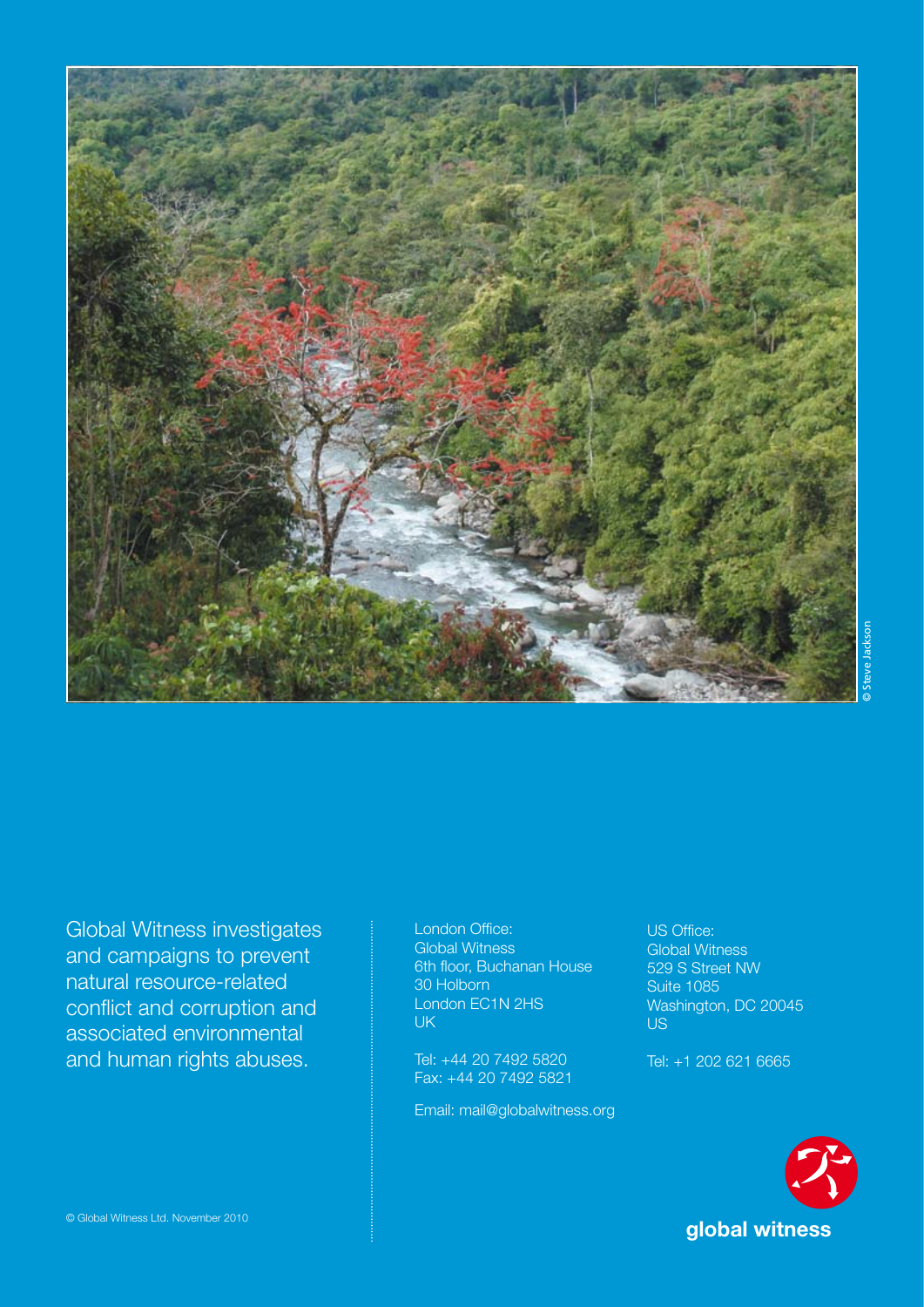© Steve Jackson

Global Witness investigates and campaigns to prevent natural resource-related conflict and corruption and associated environmental and human rights abuses.

London Office:
Global Witness
6th floor, Buchanan House
30 Holborn
London EC1N 2HS
UK

Tel: +44 20 7492 5820
Fax: +44 20 7492 5821

Email: mail@globalwitness.org

US Office:
Global Witness
529 S Street NW
Suite 1085
Washington, DC 20045
US

Tel: +1 202 621 6665

**global witness**

© Global Witness Ltd. November 2010